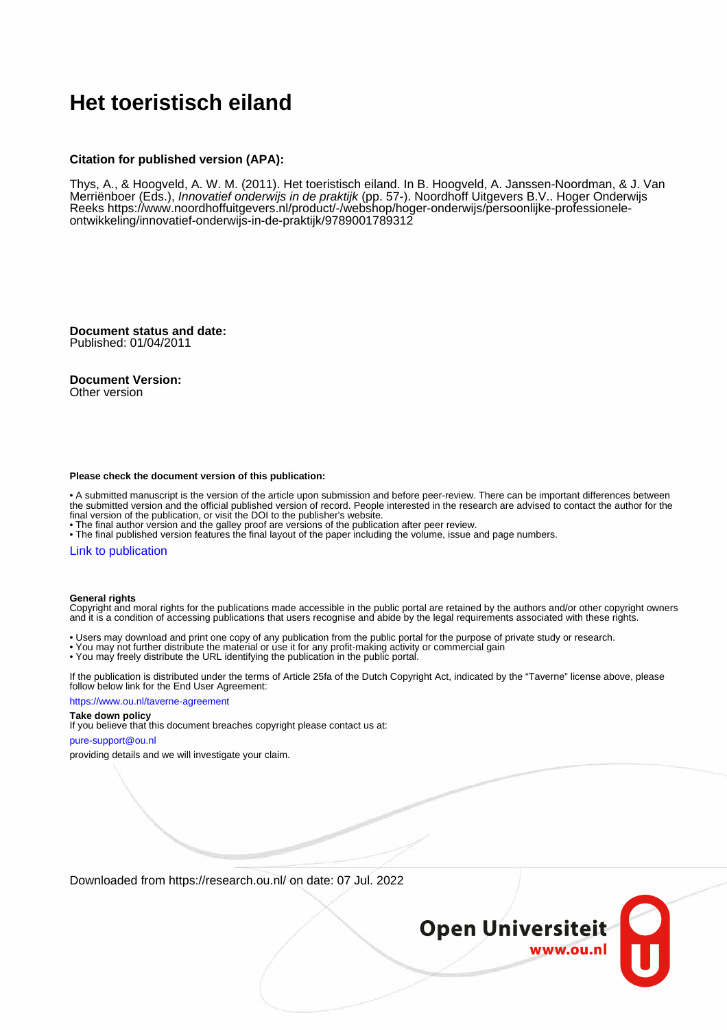# Het toeristisch eiland

**Citation for published version (APA):**

Thys, A., & Hoogveld, A. W. M. (2011). Het toeristisch eiland. In B. Hoogveld, A. Janssen-Noordman, & J. Van Merriënboer (Eds.), *Innovatief onderwijs in de praktijk* (pp. 57-). Noordhoff Uitgevers B.V.. Hoger Onderwijs Reeks https://www.noordhoffuitgevers.nl/product/-/webshop/hoger-onderwijs/persoonlijke-professionele-ontwikkeling/innovatief-onderwijs-in-de-praktijk/9789001789312

**Document status and date:**
Published: 01/04/2011

**Document Version:**
Other version

**Please check the document version of this publication:**

- A submitted manuscript is the version of the article upon submission and before peer-review. There can be important differences between the submitted version and the official published version of record. People interested in the research are advised to contact the author for the final version of the publication, or visit the DOI to the publisher's website.
- The final author version and the galley proof are versions of the publication after peer review.
- The final published version features the final layout of the paper including the volume, issue and page numbers.

Link to publication

**General rights**
Copyright and moral rights for the publications made accessible in the public portal are retained by the authors and/or other copyright owners and it is a condition of accessing publications that users recognise and abide by the legal requirements associated with these rights.

- Users may download and print one copy of any publication from the public portal for the purpose of private study or research.
- You may not further distribute the material or use it for any profit-making activity or commercial gain
- You may freely distribute the URL identifying the publication in the public portal.

If the publication is distributed under the terms of Article 25fa of the Dutch Copyright Act, indicated by the "Taverne" license above, please follow below link for the End User Agreement:

https://www.ou.nl/taverne-agreement

**Take down policy**
If you believe that this document breaches copyright please contact us at:

pure-support@ou.nl

providing details and we will investigate your claim.

Downloaded from https://research.ou.nl/ on date: 07 Jul. 2022

**Open Universiteit**
www.ou.nl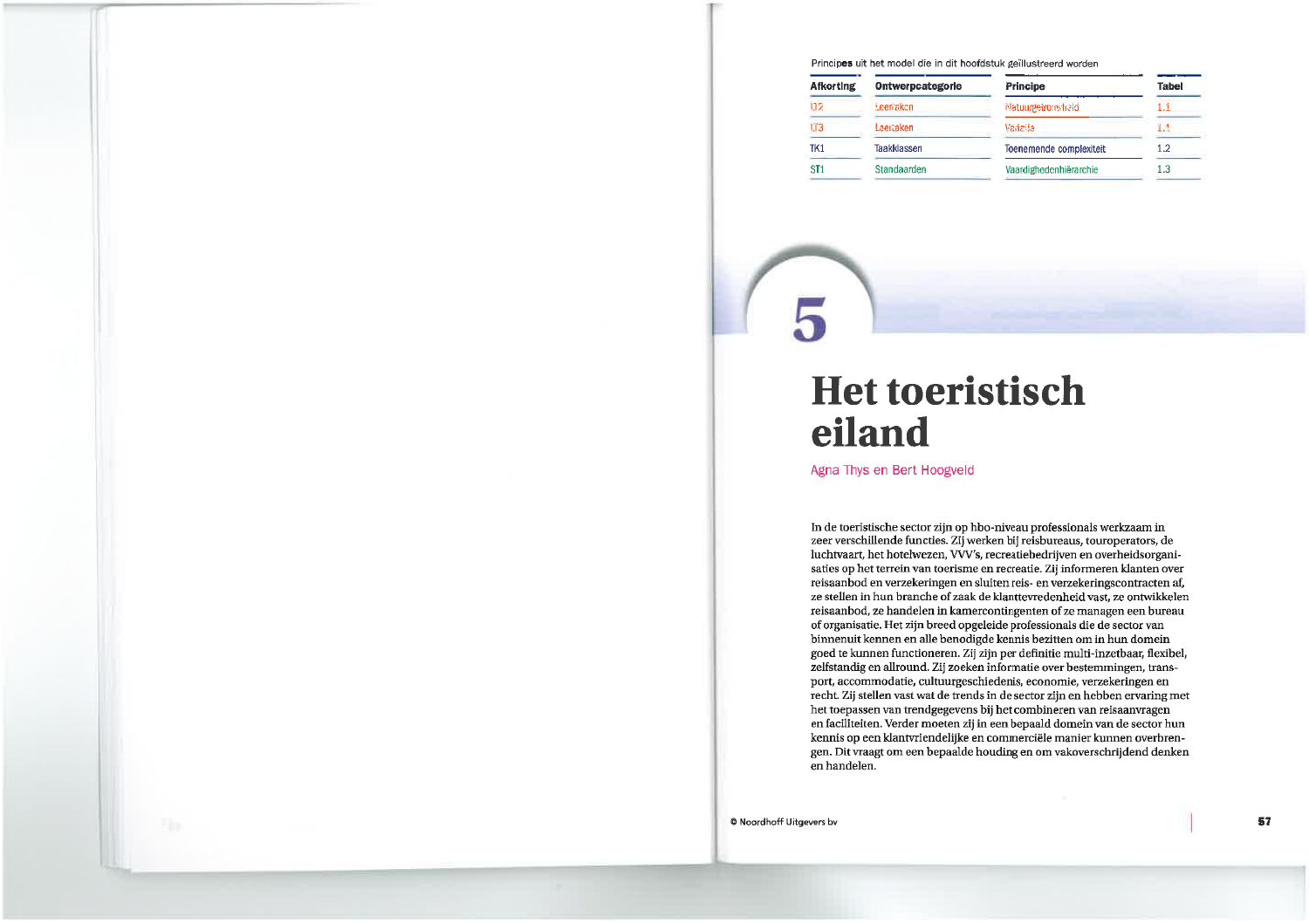Principes uit het model die in dit hoofdstuk geïllustreerd worden

| Afkorting | Ontwerpcategorie | Principe | Tabel |
|---|---|---|---|
| LT2 | Leertaken | Natuurgetrouwheid | 1.1 |
| LT3 | Leertaken | Variatie | 1.1 |
| TK1 | Taakklassen | Toenemende complexiteit | 1.2 |
| ST1 | Standaarden | Vaardighedenhiërarchie | 1.3 |

# 5 Het toeristisch eiland

Agna Thys en Bert Hoogveld

In de toeristische sector zijn op hbo-niveau professionals werkzaam in zeer verschillende functies. Zij werken bij reisbureaus, touroperators, de luchtvaart, het hotelwezen, VVV's, recreatiebedrijven en overheidsorganisaties op het terrein van toerisme en recreatie. Zij informeren klanten over reisaanbod en verzekeringen en sluiten reis- en verzekeringscontracten af, ze stellen in hun branche of zaak de klanttevredenheid vast, ze ontwikkelen reisaanbod, ze handelen in kamercontingenten of ze managen een bureau of organisatie. Het zijn breed opgeleide professionals die de sector van binnenuit kennen en alle benodigde kennis bezitten om in hun domein goed te kunnen functioneren. Zij zijn per definitie multi-inzetbaar, flexibel, zelfstandig en allround. Zij zoeken informatie over bestemmingen, transport, accommodatie, cultuurgeschiedenis, economie, verzekeringen en recht. Zij stellen vast wat de trends in de sector zijn en hebben ervaring met het toepassen van trendgegevens bij het combineren van reisaanvragen en faciliteiten. Verder moeten zij in een bepaald domein van de sector hun kennis op een klantvriendelijke en commerciële manier kunnen overbrengen. Dit vraagt om een bepaalde houding en om vakoverschrijdend denken en handelen.

© Noordhoff Uitgevers bv